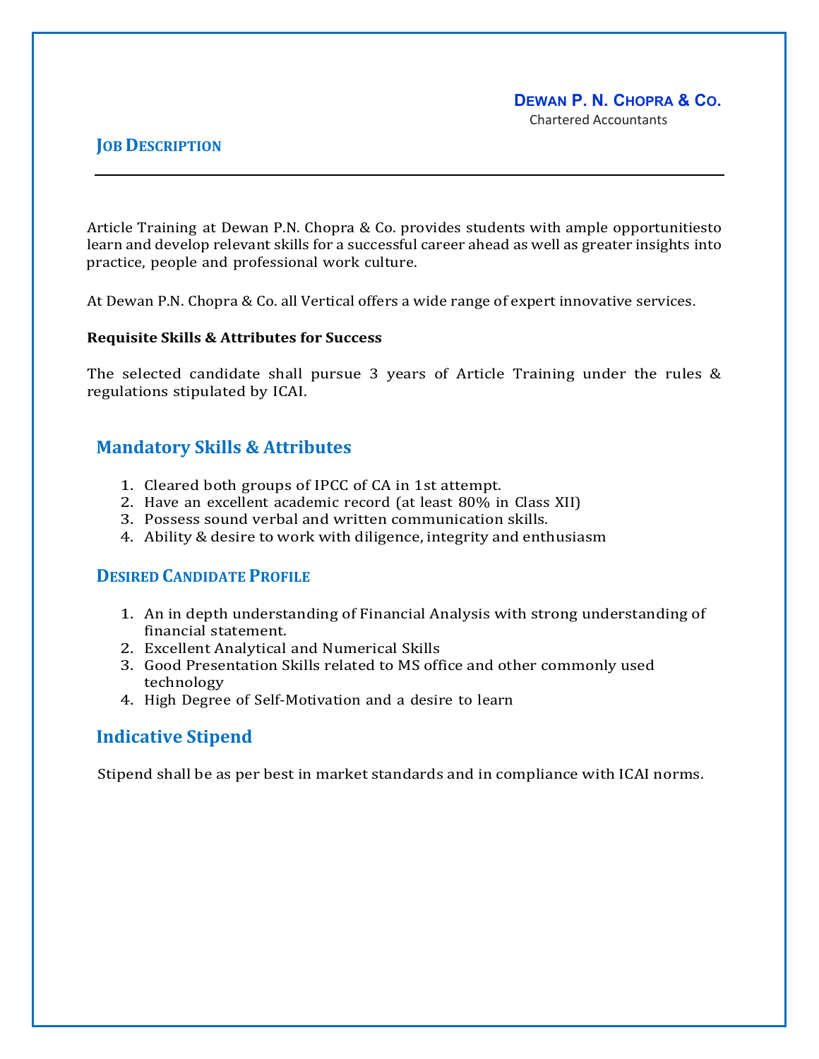**DEWAN P. N. CHOPRA & CO.**
Chartered Accountants

## JOB DESCRIPTION

Article Training at Dewan P.N. Chopra & Co. provides students with ample opportunitiesto learn and develop relevant skills for a successful career ahead as well as greater insights into practice, people and professional work culture.

At Dewan P.N. Chopra & Co. all Vertical offers a wide range of expert innovative services.

**Requisite Skills & Attributes for Success**

The selected candidate shall pursue 3 years of Article Training under the rules & regulations stipulated by ICAI.

## Mandatory Skills & Attributes

1. Cleared both groups of IPCC of CA in 1st attempt.
2. Have an excellent academic record (at least 80% in Class XII)
3. Possess sound verbal and written communication skills.
4. Ability & desire to work with diligence, integrity and enthusiasm

## DESIRED CANDIDATE PROFILE

1. An in depth understanding of Financial Analysis with strong understanding of financial statement.
2. Excellent Analytical and Numerical Skills
3. Good Presentation Skills related to MS office and other commonly used technology
4. High Degree of Self-Motivation and a desire to learn

## Indicative Stipend

Stipend shall be as per best in market standards and in compliance with ICAI norms.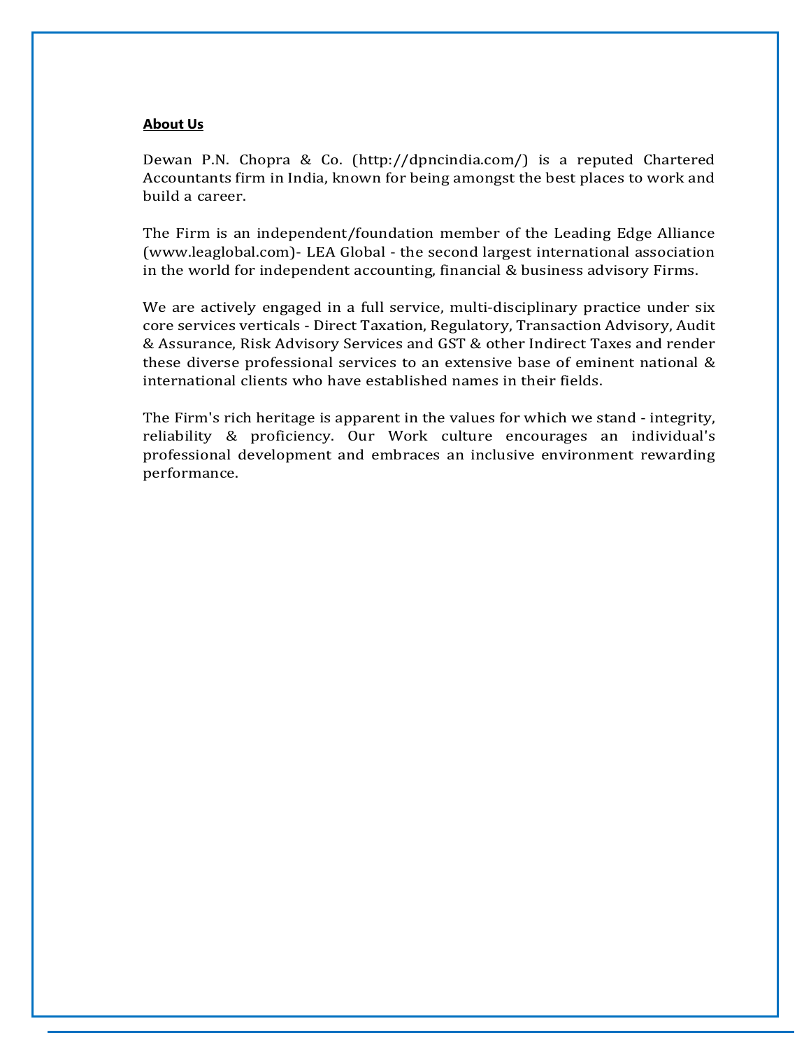**About Us**

Dewan P.N. Chopra & Co. (http://dpncindia.com/) is a reputed Chartered Accountants firm in India, known for being amongst the best places to work and build a career.

The Firm is an independent/foundation member of the Leading Edge Alliance (www.leaglobal.com)- LEA Global - the second largest international association in the world for independent accounting, financial & business advisory Firms.

We are actively engaged in a full service, multi-disciplinary practice under six core services verticals - Direct Taxation, Regulatory, Transaction Advisory, Audit & Assurance, Risk Advisory Services and GST & other Indirect Taxes and render these diverse professional services to an extensive base of eminent national & international clients who have established names in their fields.

The Firm's rich heritage is apparent in the values for which we stand - integrity, reliability & proficiency. Our Work culture encourages an individual's professional development and embraces an inclusive environment rewarding performance.